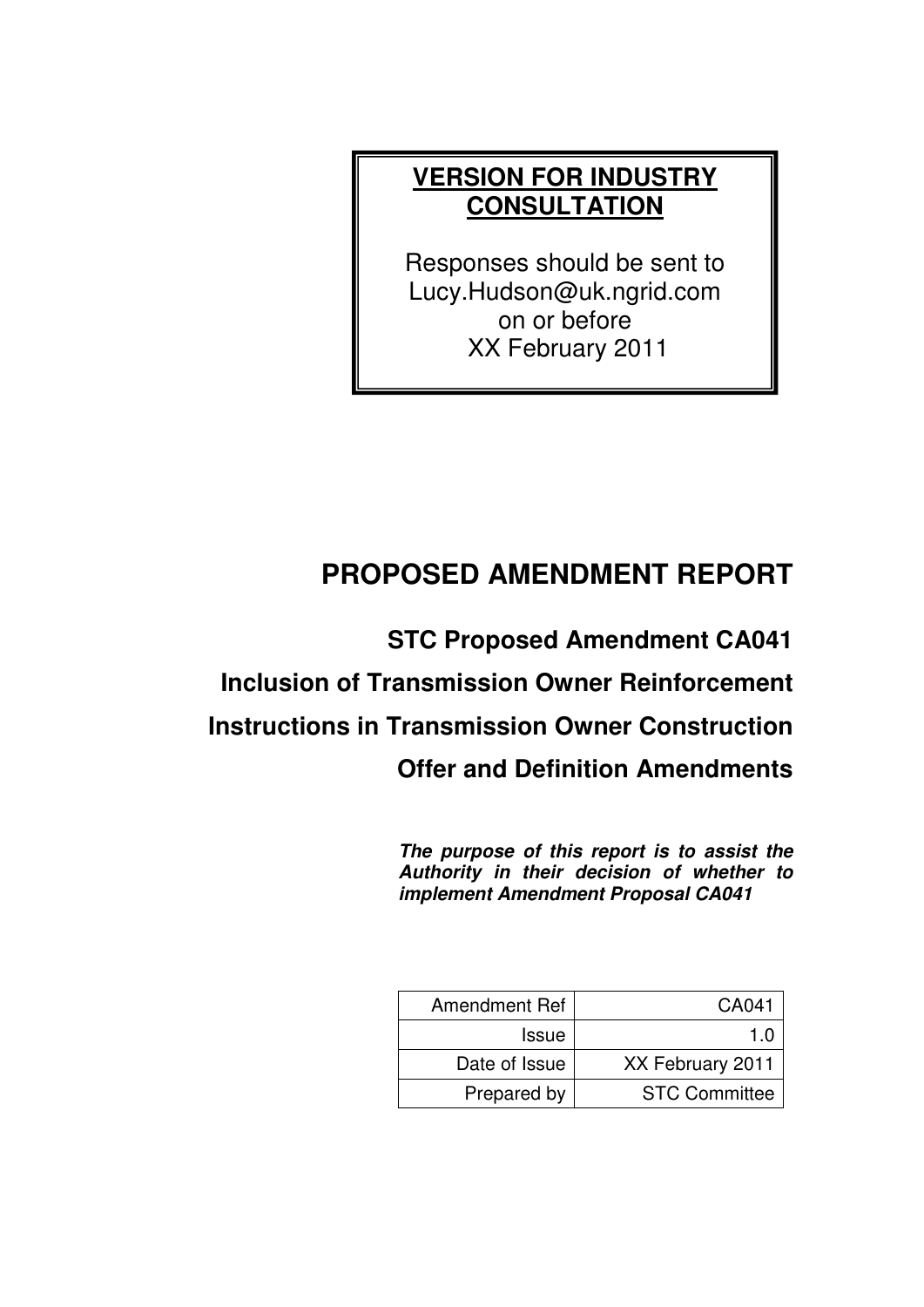**VERSION FOR INDUSTRY CONSULTATION**

Responses should be sent to Lucy.Hudson@uk.ngrid.com on or before XX February 2011

# PROPOSED AMENDMENT REPORT

## STC Proposed Amendment CA041

## Inclusion of Transmission Owner Reinforcement Instructions in Transmission Owner Construction Offer and Definition Amendments

***The purpose of this report is to assist the Authority in their decision of whether to implement Amendment Proposal CA041***

| | |
|---|---|
| Amendment Ref | CA041 |
| Issue | 1.0 |
| Date of Issue | XX February 2011 |
| Prepared by | STC Committee |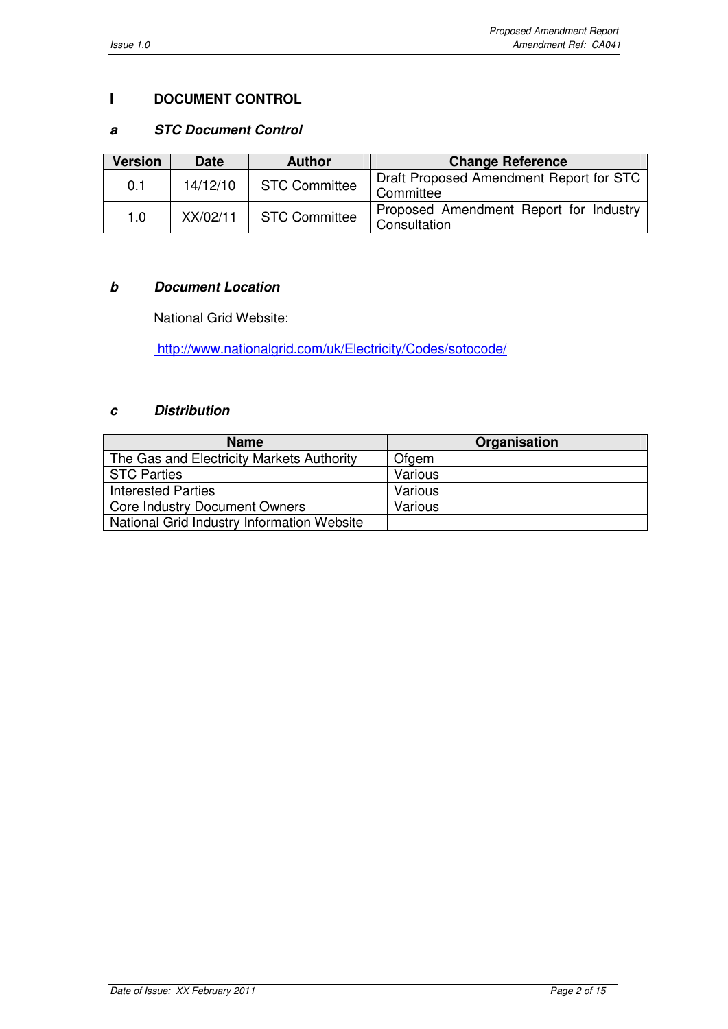# I DOCUMENT CONTROL

## a STC Document Control

| Version | Date | Author | Change Reference |
|---|---|---|---|
| 0.1 | 14/12/10 | STC Committee | Draft Proposed Amendment Report for STC Committee |
| 1.0 | XX/02/11 | STC Committee | Proposed Amendment Report for Industry Consultation |

## b Document Location

National Grid Website:

http://www.nationalgrid.com/uk/Electricity/Codes/sotocode/

## c Distribution

| Name | Organisation |
|---|---|
| The Gas and Electricity Markets Authority | Ofgem |
| STC Parties | Various |
| Interested Parties | Various |
| Core Industry Document Owners | Various |
| National Grid Industry Information Website | |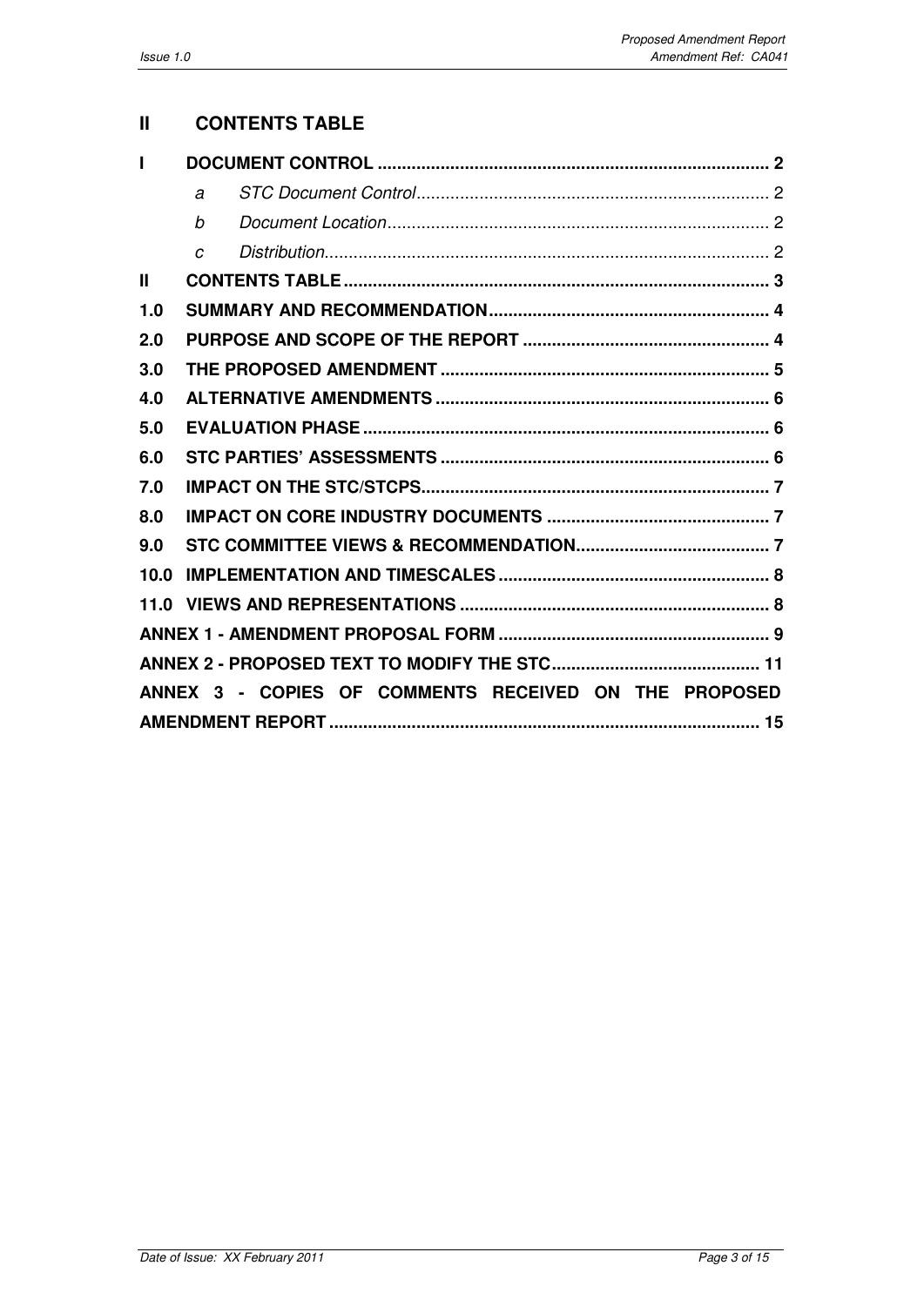# II CONTENTS TABLE

| | | | |
|---|---|---|---|
| **I** | **DOCUMENT CONTROL** | | **2** |
| | *a* | *STC Document Control* | 2 |
| | *b* | *Document Location* | 2 |
| | *c* | *Distribution* | 2 |
| **II** | **CONTENTS TABLE** | | **3** |
| **1.0** | **SUMMARY AND RECOMMENDATION** | | **4** |
| **2.0** | **PURPOSE AND SCOPE OF THE REPORT** | | **4** |
| **3.0** | **THE PROPOSED AMENDMENT** | | **5** |
| **4.0** | **ALTERNATIVE AMENDMENTS** | | **6** |
| **5.0** | **EVALUATION PHASE** | | **6** |
| **6.0** | **STC PARTIES' ASSESSMENTS** | | **6** |
| **7.0** | **IMPACT ON THE STC/STCPS** | | **7** |
| **8.0** | **IMPACT ON CORE INDUSTRY DOCUMENTS** | | **7** |
| **9.0** | **STC COMMITTEE VIEWS & RECOMMENDATION** | | **7** |
| **10.0** | **IMPLEMENTATION AND TIMESCALES** | | **8** |
| **11.0** | **VIEWS AND REPRESENTATIONS** | | **8** |
| **ANNEX 1 - AMENDMENT PROPOSAL FORM** | | | **9** |
| **ANNEX 2 - PROPOSED TEXT TO MODIFY THE STC** | | | **11** |
| **ANNEX 3 - COPIES OF COMMENTS RECEIVED ON THE PROPOSED AMENDMENT REPORT** | | | **15** |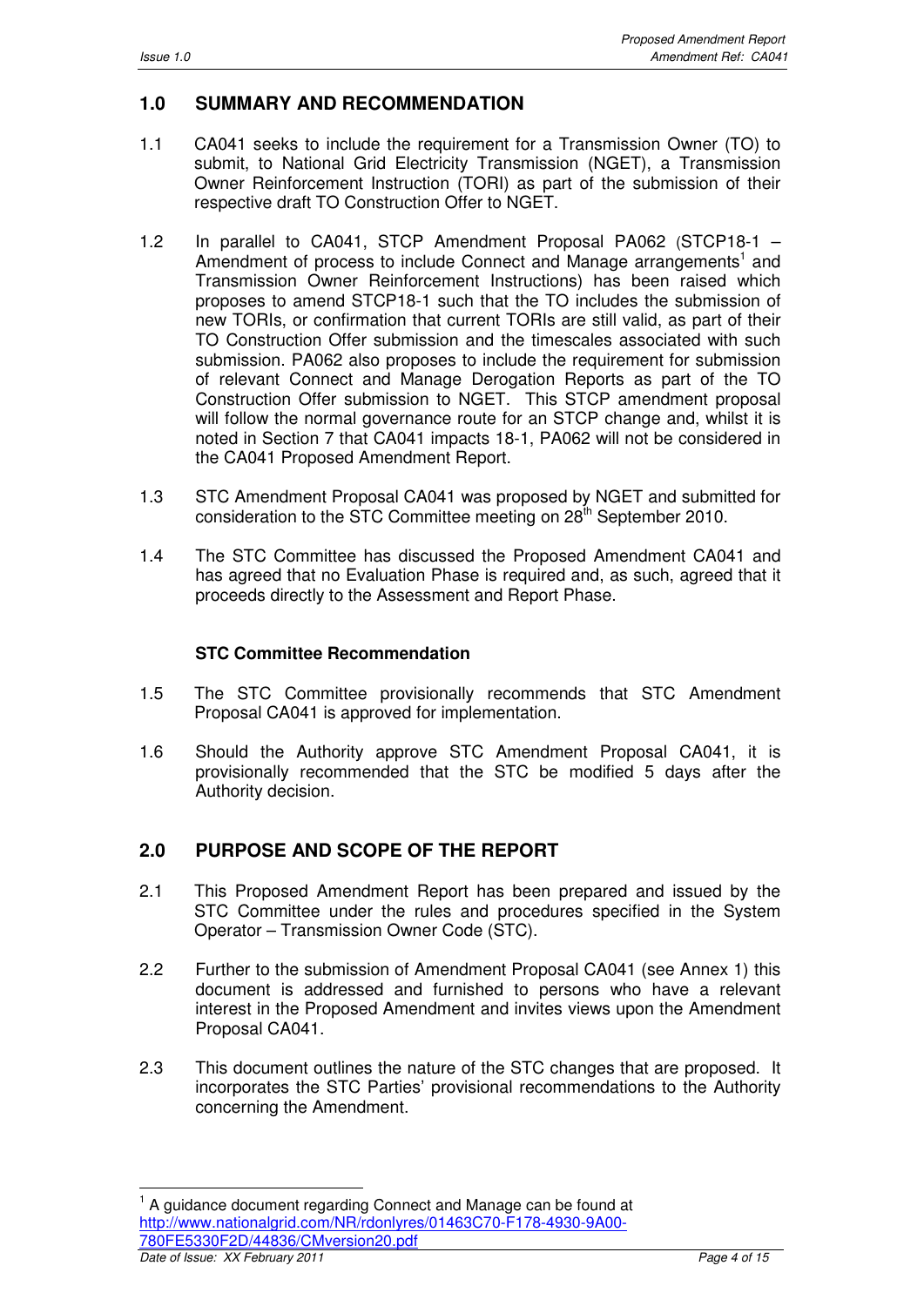## 1.0 SUMMARY AND RECOMMENDATION

1.1 CA041 seeks to include the requirement for a Transmission Owner (TO) to submit, to National Grid Electricity Transmission (NGET), a Transmission Owner Reinforcement Instruction (TORI) as part of the submission of their respective draft TO Construction Offer to NGET.

1.2 In parallel to CA041, STCP Amendment Proposal PA062 (STCP18-1 – Amendment of process to include Connect and Manage arrangements[1] and Transmission Owner Reinforcement Instructions) has been raised which proposes to amend STCP18-1 such that the TO includes the submission of new TORIs, or confirmation that current TORIs are still valid, as part of their TO Construction Offer submission and the timescales associated with such submission. PA062 also proposes to include the requirement for submission of relevant Connect and Manage Derogation Reports as part of the TO Construction Offer submission to NGET. This STCP amendment proposal will follow the normal governance route for an STCP change and, whilst it is noted in Section 7 that CA041 impacts 18-1, PA062 will not be considered in the CA041 Proposed Amendment Report.

1.3 STC Amendment Proposal CA041 was proposed by NGET and submitted for consideration to the STC Committee meeting on 28th September 2010.

1.4 The STC Committee has discussed the Proposed Amendment CA041 and has agreed that no Evaluation Phase is required and, as such, agreed that it proceeds directly to the Assessment and Report Phase.

**STC Committee Recommendation**

1.5 The STC Committee provisionally recommends that STC Amendment Proposal CA041 is approved for implementation.

1.6 Should the Authority approve STC Amendment Proposal CA041, it is provisionally recommended that the STC be modified 5 days after the Authority decision.

## 2.0 PURPOSE AND SCOPE OF THE REPORT

2.1 This Proposed Amendment Report has been prepared and issued by the STC Committee under the rules and procedures specified in the System Operator – Transmission Owner Code (STC).

2.2 Further to the submission of Amendment Proposal CA041 (see Annex 1) this document is addressed and furnished to persons who have a relevant interest in the Proposed Amendment and invites views upon the Amendment Proposal CA041.

2.3 This document outlines the nature of the STC changes that are proposed. It incorporates the STC Parties' provisional recommendations to the Authority concerning the Amendment.

---

[1] A guidance document regarding Connect and Manage can be found at http://www.nationalgrid.com/NR/rdonlyres/01463C70-F178-4930-9A00-780FE5330F2D/44836/CMversion20.pdf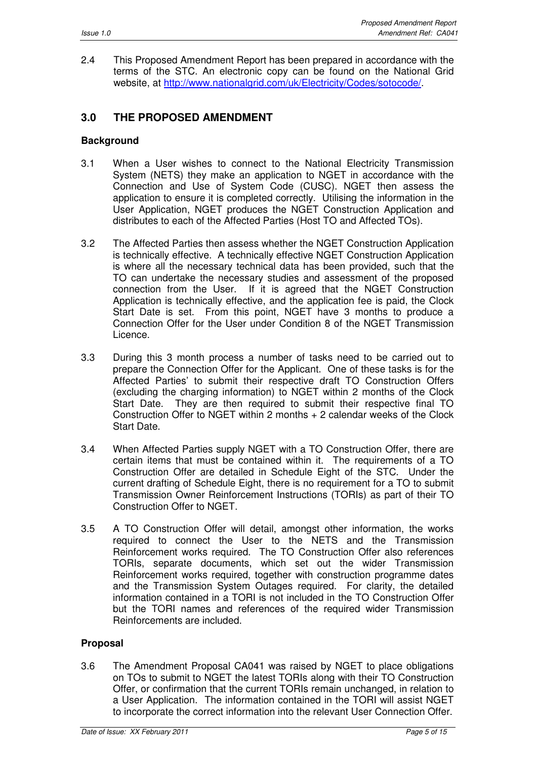2.4 This Proposed Amendment Report has been prepared in accordance with the terms of the STC. An electronic copy can be found on the National Grid website, at http://www.nationalgrid.com/uk/Electricity/Codes/sotocode/.

## 3.0 THE PROPOSED AMENDMENT

### Background

3.1 When a User wishes to connect to the National Electricity Transmission System (NETS) they make an application to NGET in accordance with the Connection and Use of System Code (CUSC). NGET then assess the application to ensure it is completed correctly. Utilising the information in the User Application, NGET produces the NGET Construction Application and distributes to each of the Affected Parties (Host TO and Affected TOs).

3.2 The Affected Parties then assess whether the NGET Construction Application is technically effective. A technically effective NGET Construction Application is where all the necessary technical data has been provided, such that the TO can undertake the necessary studies and assessment of the proposed connection from the User. If it is agreed that the NGET Construction Application is technically effective, and the application fee is paid, the Clock Start Date is set. From this point, NGET have 3 months to produce a Connection Offer for the User under Condition 8 of the NGET Transmission Licence.

3.3 During this 3 month process a number of tasks need to be carried out to prepare the Connection Offer for the Applicant. One of these tasks is for the Affected Parties' to submit their respective draft TO Construction Offers (excluding the charging information) to NGET within 2 months of the Clock Start Date. They are then required to submit their respective final TO Construction Offer to NGET within 2 months + 2 calendar weeks of the Clock Start Date.

3.4 When Affected Parties supply NGET with a TO Construction Offer, there are certain items that must be contained within it. The requirements of a TO Construction Offer are detailed in Schedule Eight of the STC. Under the current drafting of Schedule Eight, there is no requirement for a TO to submit Transmission Owner Reinforcement Instructions (TORIs) as part of their TO Construction Offer to NGET.

3.5 A TO Construction Offer will detail, amongst other information, the works required to connect the User to the NETS and the Transmission Reinforcement works required. The TO Construction Offer also references TORIs, separate documents, which set out the wider Transmission Reinforcement works required, together with construction programme dates and the Transmission System Outages required. For clarity, the detailed information contained in a TORI is not included in the TO Construction Offer but the TORI names and references of the required wider Transmission Reinforcements are included.

### Proposal

3.6 The Amendment Proposal CA041 was raised by NGET to place obligations on TOs to submit to NGET the latest TORIs along with their TO Construction Offer, or confirmation that the current TORIs remain unchanged, in relation to a User Application. The information contained in the TORI will assist NGET to incorporate the correct information into the relevant User Connection Offer.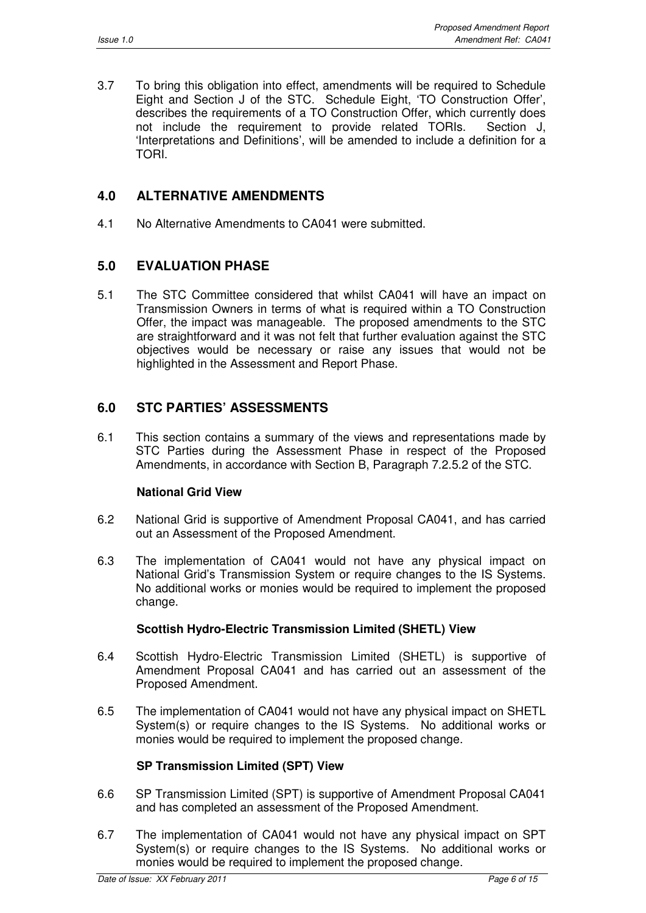3.7 To bring this obligation into effect, amendments will be required to Schedule Eight and Section J of the STC. Schedule Eight, 'TO Construction Offer', describes the requirements of a TO Construction Offer, which currently does not include the requirement to provide related TORIs. Section J, 'Interpretations and Definitions', will be amended to include a definition for a TORI.

## 4.0 ALTERNATIVE AMENDMENTS

4.1 No Alternative Amendments to CA041 were submitted.

## 5.0 EVALUATION PHASE

5.1 The STC Committee considered that whilst CA041 will have an impact on Transmission Owners in terms of what is required within a TO Construction Offer, the impact was manageable. The proposed amendments to the STC are straightforward and it was not felt that further evaluation against the STC objectives would be necessary or raise any issues that would not be highlighted in the Assessment and Report Phase.

## 6.0 STC PARTIES' ASSESSMENTS

6.1 This section contains a summary of the views and representations made by STC Parties during the Assessment Phase in respect of the Proposed Amendments, in accordance with Section B, Paragraph 7.2.5.2 of the STC.

**National Grid View**

6.2 National Grid is supportive of Amendment Proposal CA041, and has carried out an Assessment of the Proposed Amendment.

6.3 The implementation of CA041 would not have any physical impact on National Grid's Transmission System or require changes to the IS Systems. No additional works or monies would be required to implement the proposed change.

**Scottish Hydro-Electric Transmission Limited (SHETL) View**

6.4 Scottish Hydro-Electric Transmission Limited (SHETL) is supportive of Amendment Proposal CA041 and has carried out an assessment of the Proposed Amendment.

6.5 The implementation of CA041 would not have any physical impact on SHETL System(s) or require changes to the IS Systems. No additional works or monies would be required to implement the proposed change.

**SP Transmission Limited (SPT) View**

6.6 SP Transmission Limited (SPT) is supportive of Amendment Proposal CA041 and has completed an assessment of the Proposed Amendment.

6.7 The implementation of CA041 would not have any physical impact on SPT System(s) or require changes to the IS Systems. No additional works or monies would be required to implement the proposed change.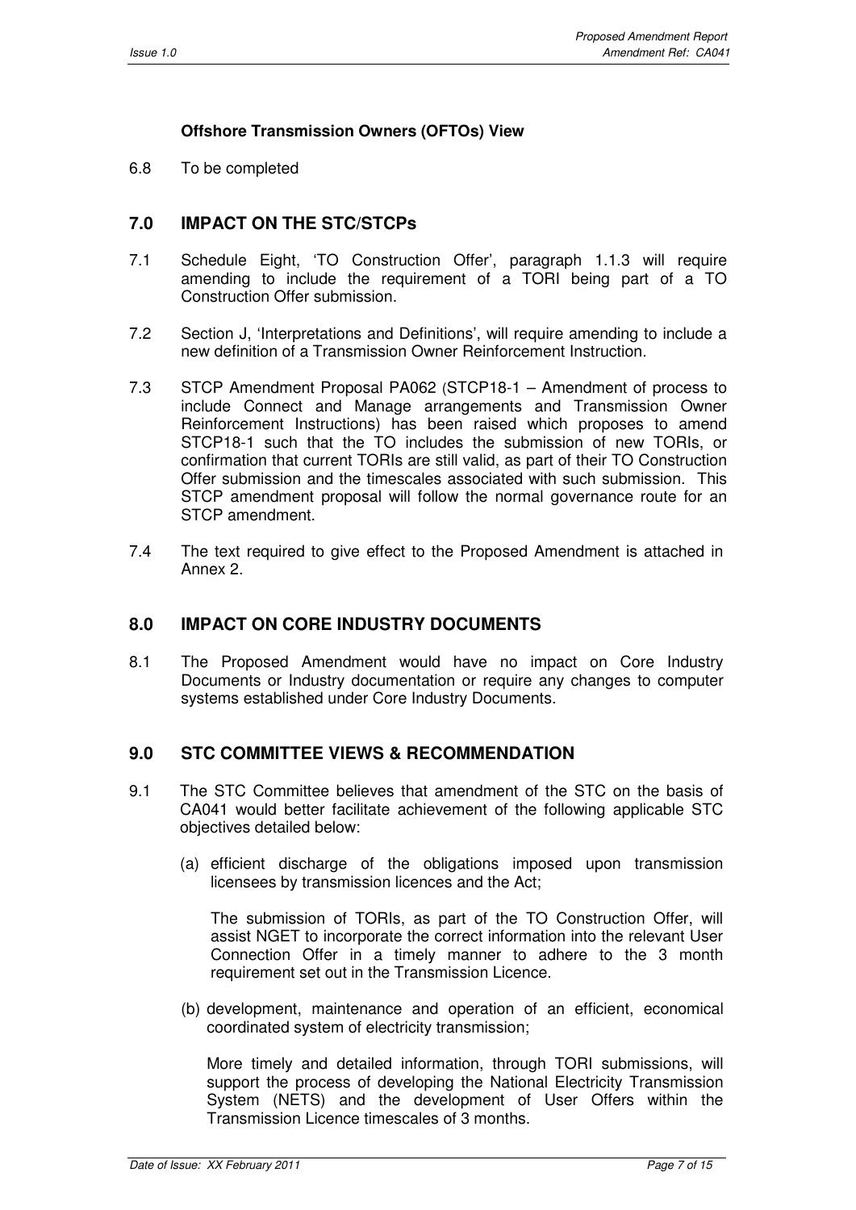**Offshore Transmission Owners (OFTOs) View**

6.8 To be completed

## 7.0 IMPACT ON THE STC/STCPs

7.1 Schedule Eight, 'TO Construction Offer', paragraph 1.1.3 will require amending to include the requirement of a TORI being part of a TO Construction Offer submission.

7.2 Section J, 'Interpretations and Definitions', will require amending to include a new definition of a Transmission Owner Reinforcement Instruction.

7.3 STCP Amendment Proposal PA062 (STCP18-1 – Amendment of process to include Connect and Manage arrangements and Transmission Owner Reinforcement Instructions) has been raised which proposes to amend STCP18-1 such that the TO includes the submission of new TORIs, or confirmation that current TORIs are still valid, as part of their TO Construction Offer submission and the timescales associated with such submission. This STCP amendment proposal will follow the normal governance route for an STCP amendment.

7.4 The text required to give effect to the Proposed Amendment is attached in Annex 2.

## 8.0 IMPACT ON CORE INDUSTRY DOCUMENTS

8.1 The Proposed Amendment would have no impact on Core Industry Documents or Industry documentation or require any changes to computer systems established under Core Industry Documents.

## 9.0 STC COMMITTEE VIEWS & RECOMMENDATION

9.1 The STC Committee believes that amendment of the STC on the basis of CA041 would better facilitate achievement of the following applicable STC objectives detailed below:

(a) efficient discharge of the obligations imposed upon transmission licensees by transmission licences and the Act;

The submission of TORIs, as part of the TO Construction Offer, will assist NGET to incorporate the correct information into the relevant User Connection Offer in a timely manner to adhere to the 3 month requirement set out in the Transmission Licence.

(b) development, maintenance and operation of an efficient, economical coordinated system of electricity transmission;

More timely and detailed information, through TORI submissions, will support the process of developing the National Electricity Transmission System (NETS) and the development of User Offers within the Transmission Licence timescales of 3 months.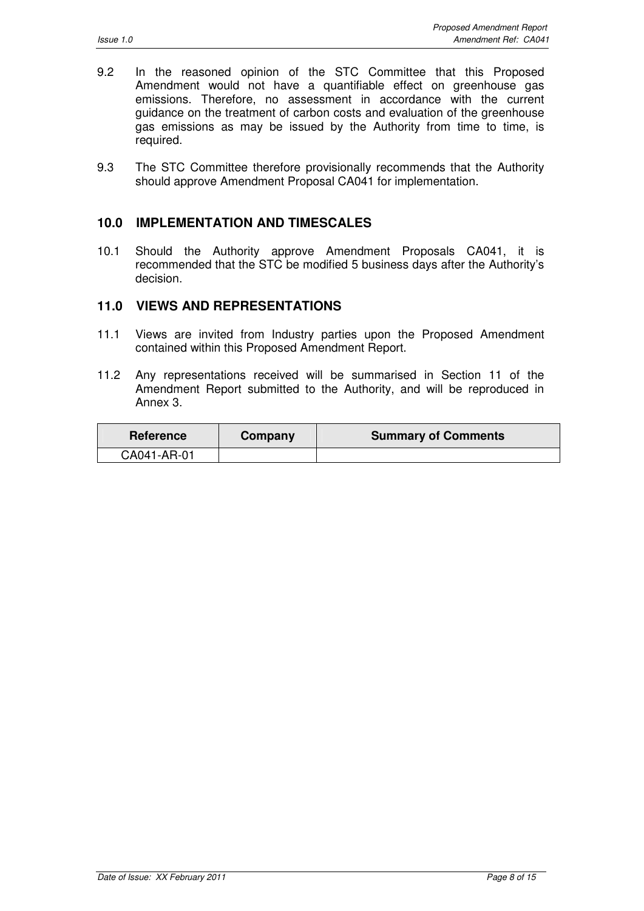9.2 In the reasoned opinion of the STC Committee that this Proposed Amendment would not have a quantifiable effect on greenhouse gas emissions. Therefore, no assessment in accordance with the current guidance on the treatment of carbon costs and evaluation of the greenhouse gas emissions as may be issued by the Authority from time to time, is required.

9.3 The STC Committee therefore provisionally recommends that the Authority should approve Amendment Proposal CA041 for implementation.

## 10.0 IMPLEMENTATION AND TIMESCALES

10.1 Should the Authority approve Amendment Proposals CA041, it is recommended that the STC be modified 5 business days after the Authority's decision.

## 11.0 VIEWS AND REPRESENTATIONS

11.1 Views are invited from Industry parties upon the Proposed Amendment contained within this Proposed Amendment Report.

11.2 Any representations received will be summarised in Section 11 of the Amendment Report submitted to the Authority, and will be reproduced in Annex 3.

| Reference | Company | Summary of Comments |
|---|---|---|
| CA041-AR-01 | | |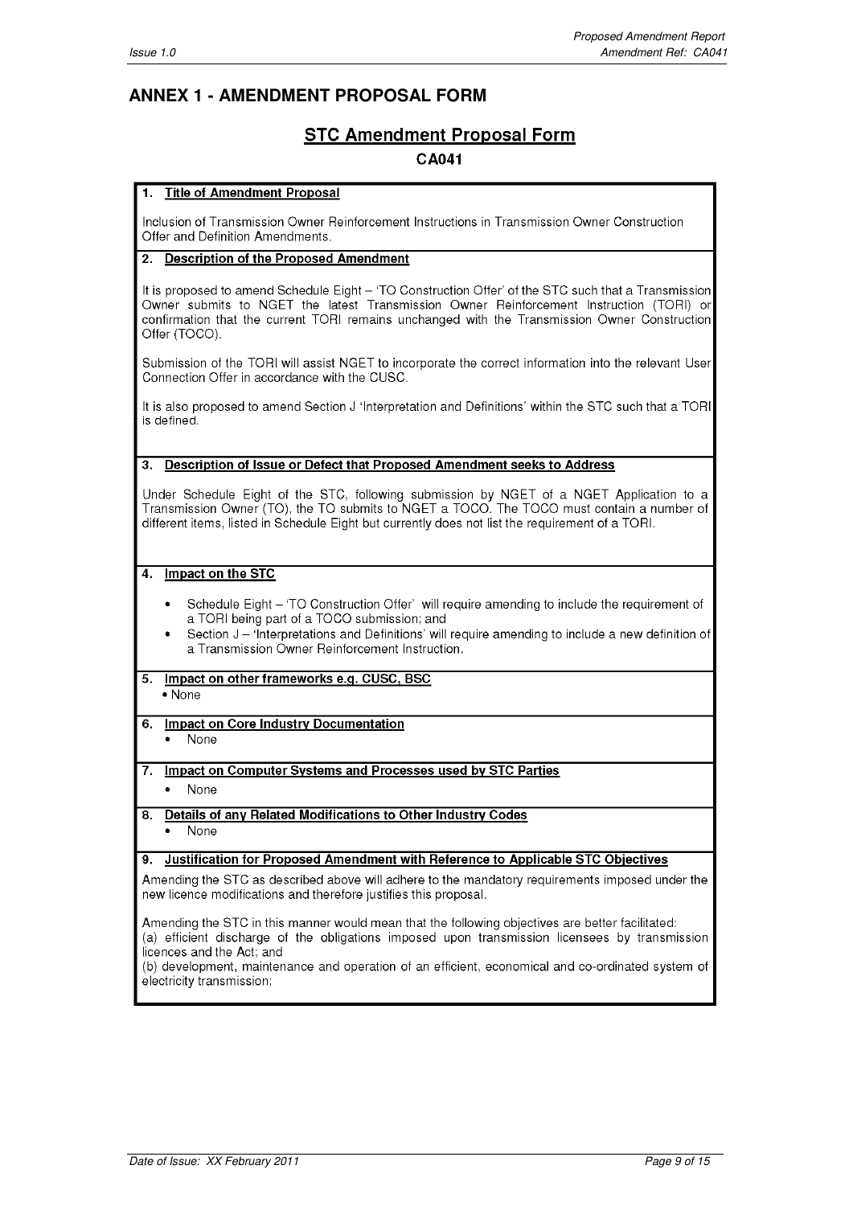## ANNEX 1 - AMENDMENT PROPOSAL FORM

### STC Amendment Proposal Form

**CA041**

**1. Title of Amendment Proposal**

Inclusion of Transmission Owner Reinforcement Instructions in Transmission Owner Construction Offer and Definition Amendments.

**2. Description of the Proposed Amendment**

It is proposed to amend Schedule Eight – 'TO Construction Offer' of the STC such that a Transmission Owner submits to NGET the latest Transmission Owner Reinforcement Instruction (TORI) or confirmation that the current TORI remains unchanged with the Transmission Owner Construction Offer (TOCO).

Submission of the TORI will assist NGET to incorporate the correct information into the relevant User Connection Offer in accordance with the CUSC.

It is also proposed to amend Section J 'Interpretation and Definitions' within the STC such that a TORI is defined.

**3. Description of Issue or Defect that Proposed Amendment seeks to Address**

Under Schedule Eight of the STC, following submission by NGET of a NGET Application to a Transmission Owner (TO), the TO submits to NGET a TOCO. The TOCO must contain a number of different items, listed in Schedule Eight but currently does not list the requirement of a TORI.

**4. Impact on the STC**

- Schedule Eight – 'TO Construction Offer' will require amending to include the requirement of a TORI being part of a TOCO submission; and
- Section J – 'Interpretations and Definitions' will require amending to include a new definition of a Transmission Owner Reinforcement Instruction.

**5. Impact on other frameworks e.g. CUSC, BSC**

- None

**6. Impact on Core Industry Documentation**

- None

**7. Impact on Computer Systems and Processes used by STC Parties**

- None

**8. Details of any Related Modifications to Other Industry Codes**

- None

**9. Justification for Proposed Amendment with Reference to Applicable STC Objectives**

Amending the STC as described above will adhere to the mandatory requirements imposed under the new licence modifications and therefore justifies this proposal.

Amending the STC in this manner would mean that the following objectives are better facilitated:
(a) efficient discharge of the obligations imposed upon transmission licensees by transmission licences and the Act; and
(b) development, maintenance and operation of an efficient, economical and co-ordinated system of electricity transmission;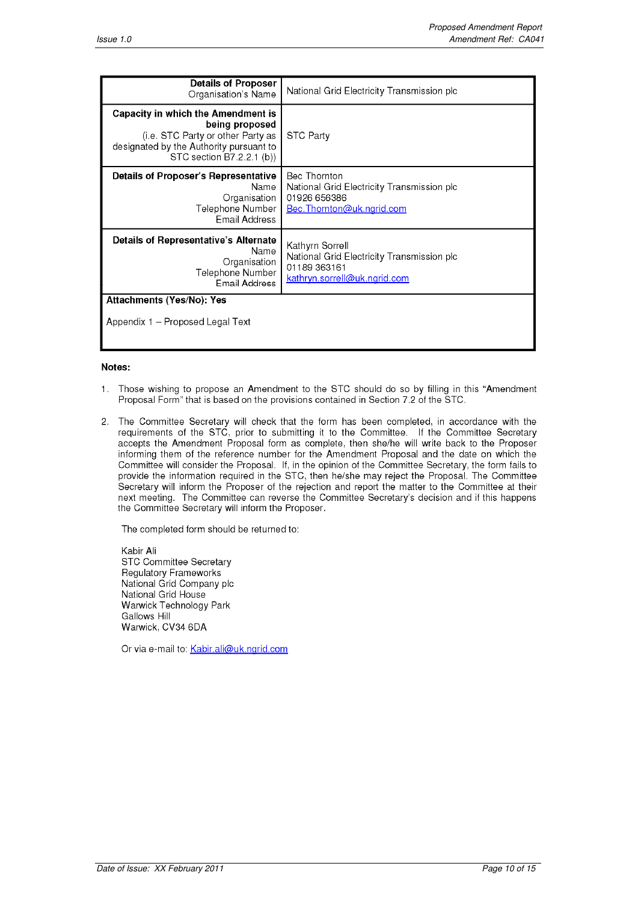| **Details of Proposer** Organisation's Name | National Grid Electricity Transmission plc |
|---|---|
| **Capacity in which the Amendment is being proposed** (i.e. STC Party or other Party as designated by the Authority pursuant to STC section B7.2.2.1 (b)) | STC Party |
| **Details of Proposer's Representative** Name Organisation Telephone Number Email Address | Bec Thornton National Grid Electricity Transmission plc 01926 656386 Bec.Thornton@uk.ngrid.com |
| **Details of Representative's Alternate** Name Organisation Telephone Number Email Address | Kathyrn Sorrell National Grid Electricity Transmission plc 01189 363161 kathryn.sorrell@uk.ngrid.com |
| **Attachments (Yes/No): Yes** Appendix 1 – Proposed Legal Text | |

**Notes:**

1. Those wishing to propose an Amendment to the STC should do so by filling in this "Amendment Proposal Form" that is based on the provisions contained in Section 7.2 of the STC.

2. The Committee Secretary will check that the form has been completed, in accordance with the requirements of the STC, prior to submitting it to the Committee. If the Committee Secretary accepts the Amendment Proposal form as complete, then she/he will write back to the Proposer informing them of the reference number for the Amendment Proposal and the date on which the Committee will consider the Proposal. If, in the opinion of the Committee Secretary, the form fails to provide the information required in the STC, then he/she may reject the Proposal. The Committee Secretary will inform the Proposer of the rejection and report the matter to the Committee at their next meeting. The Committee can reverse the Committee Secretary's decision and if this happens the Committee Secretary will inform the Proposer.

   The completed form should be returned to:

   Kabir Ali
   STC Committee Secretary
   Regulatory Frameworks
   National Grid Company plc
   National Grid House
   Warwick Technology Park
   Gallows Hill
   Warwick, CV34 6DA

   Or via e-mail to: Kabir.ali@uk.ngrid.com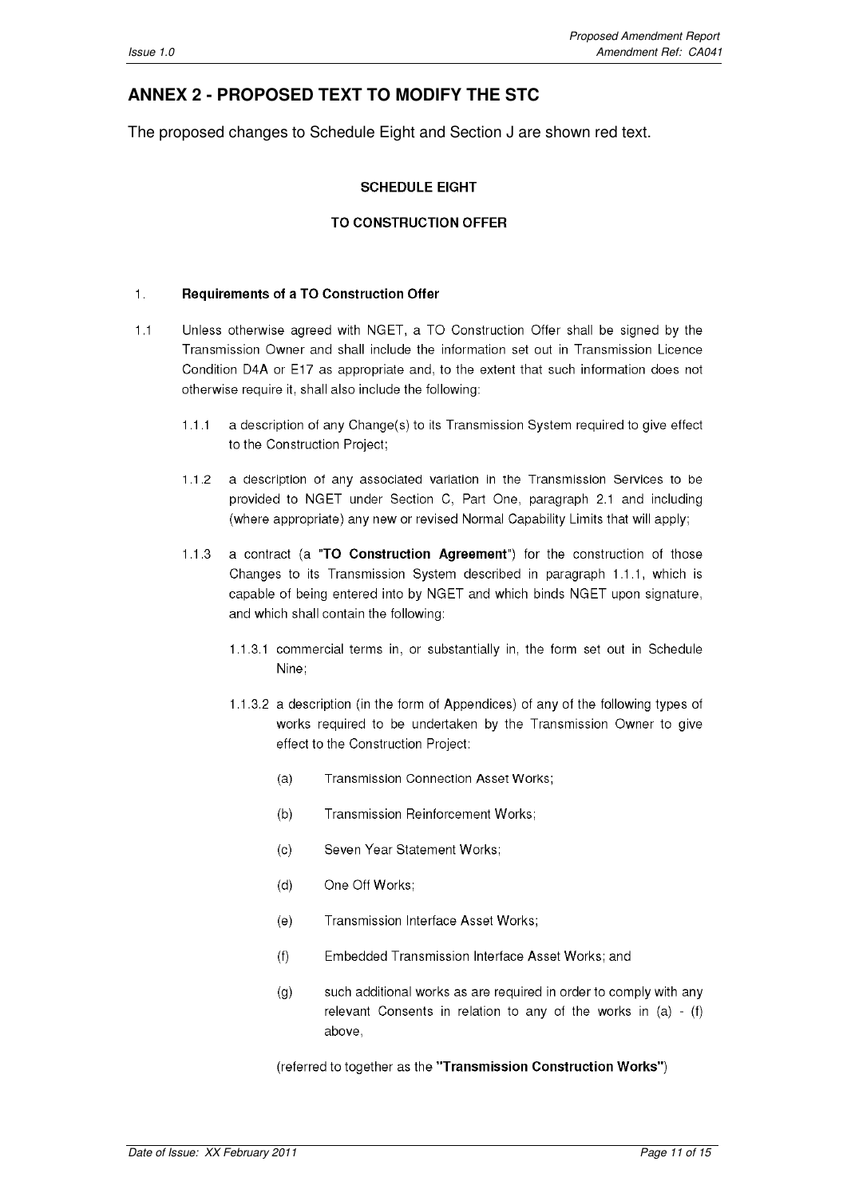## ANNEX 2 - PROPOSED TEXT TO MODIFY THE STC

The proposed changes to Schedule Eight and Section J are shown red text.

**SCHEDULE EIGHT**

**TO CONSTRUCTION OFFER**

1. **Requirements of a TO Construction Offer**

1.1 Unless otherwise agreed with NGET, a TO Construction Offer shall be signed by the Transmission Owner and shall include the information set out in Transmission Licence Condition D4A or E17 as appropriate and, to the extent that such information does not otherwise require it, shall also include the following:

1.1.1 a description of any Change(s) to its Transmission System required to give effect to the Construction Project;

1.1.2 a description of any associated variation in the Transmission Services to be provided to NGET under Section C, Part One, paragraph 2.1 and including (where appropriate) any new or revised Normal Capability Limits that will apply;

1.1.3 a contract (a "**TO Construction Agreement**") for the construction of those Changes to its Transmission System described in paragraph 1.1.1, which is capable of being entered into by NGET and which binds NGET upon signature, and which shall contain the following:

1.1.3.1 commercial terms in, or substantially in, the form set out in Schedule Nine;

1.1.3.2 a description (in the form of Appendices) of any of the following types of works required to be undertaken by the Transmission Owner to give effect to the Construction Project:

(a) Transmission Connection Asset Works;

(b) Transmission Reinforcement Works;

(c) Seven Year Statement Works;

(d) One Off Works;

(e) Transmission Interface Asset Works;

(f) Embedded Transmission Interface Asset Works; and

(g) such additional works as are required in order to comply with any relevant Consents in relation to any of the works in (a) - (f) above,

(referred to together as the **"Transmission Construction Works"**)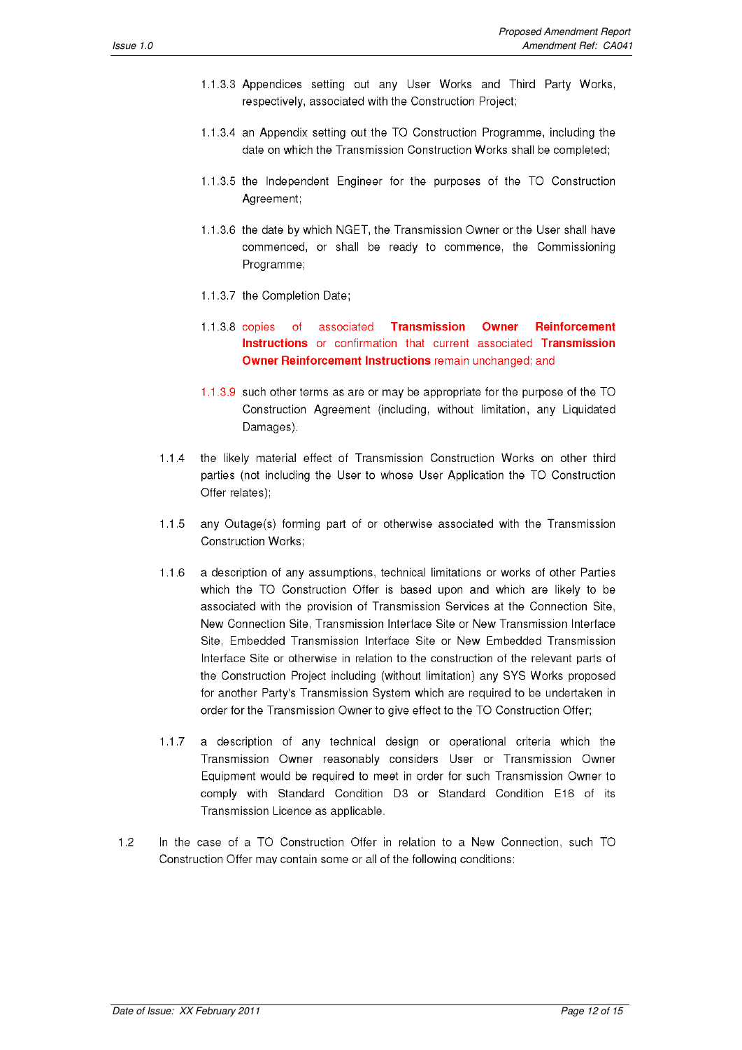1.1.3.3 Appendices setting out any User Works and Third Party Works, respectively, associated with the Construction Project;

1.1.3.4 an Appendix setting out the TO Construction Programme, including the date on which the Transmission Construction Works shall be completed;

1.1.3.5 the Independent Engineer for the purposes of the TO Construction Agreement;

1.1.3.6 the date by which NGET, the Transmission Owner or the User shall have commenced, or shall be ready to commence, the Commissioning Programme;

1.1.3.7 the Completion Date;

1.1.3.8 copies of associated **Transmission Owner Reinforcement Instructions** or confirmation that current associated **Transmission Owner Reinforcement Instructions** remain unchanged; and

1.1.3.9 such other terms as are or may be appropriate for the purpose of the TO Construction Agreement (including, without limitation, any Liquidated Damages).

1.1.4 the likely material effect of Transmission Construction Works on other third parties (not including the User to whose User Application the TO Construction Offer relates);

1.1.5 any Outage(s) forming part of or otherwise associated with the Transmission Construction Works;

1.1.6 a description of any assumptions, technical limitations or works of other Parties which the TO Construction Offer is based upon and which are likely to be associated with the provision of Transmission Services at the Connection Site, New Connection Site, Transmission Interface Site or New Transmission Interface Site, Embedded Transmission Interface Site or New Embedded Transmission Interface Site or otherwise in relation to the construction of the relevant parts of the Construction Project including (without limitation) any SYS Works proposed for another Party's Transmission System which are required to be undertaken in order for the Transmission Owner to give effect to the TO Construction Offer;

1.1.7 a description of any technical design or operational criteria which the Transmission Owner reasonably considers User or Transmission Owner Equipment would be required to meet in order for such Transmission Owner to comply with Standard Condition D3 or Standard Condition E16 of its Transmission Licence as applicable.

1.2 In the case of a TO Construction Offer in relation to a New Connection, such TO Construction Offer may contain some or all of the following conditions: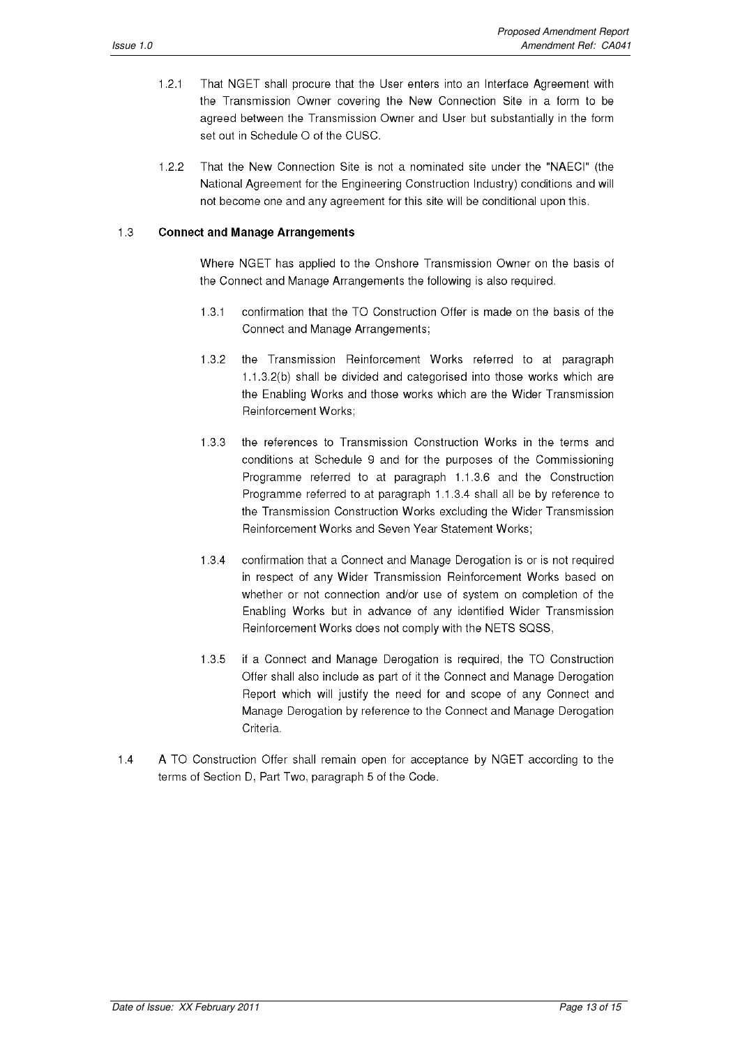1.2.1 That NGET shall procure that the User enters into an Interface Agreement with the Transmission Owner covering the New Connection Site in a form to be agreed between the Transmission Owner and User but substantially in the form set out in Schedule O of the CUSC.

1.2.2 That the New Connection Site is not a nominated site under the "NAECI" (the National Agreement for the Engineering Construction Industry) conditions and will not become one and any agreement for this site will be conditional upon this.

1.3 **Connect and Manage Arrangements**

Where NGET has applied to the Onshore Transmission Owner on the basis of the Connect and Manage Arrangements the following is also required.

1.3.1 confirmation that the TO Construction Offer is made on the basis of the Connect and Manage Arrangements;

1.3.2 the Transmission Reinforcement Works referred to at paragraph 1.1.3.2(b) shall be divided and categorised into those works which are the Enabling Works and those works which are the Wider Transmission Reinforcement Works;

1.3.3 the references to Transmission Construction Works in the terms and conditions at Schedule 9 and for the purposes of the Commissioning Programme referred to at paragraph 1.1.3.6 and the Construction Programme referred to at paragraph 1.1.3.4 shall all be by reference to the Transmission Construction Works excluding the Wider Transmission Reinforcement Works and Seven Year Statement Works;

1.3.4 confirmation that a Connect and Manage Derogation is or is not required in respect of any Wider Transmission Reinforcement Works based on whether or not connection and/or use of system on completion of the Enabling Works but in advance of any identified Wider Transmission Reinforcement Works does not comply with the NETS SQSS,

1.3.5 if a Connect and Manage Derogation is required, the TO Construction Offer shall also include as part of it the Connect and Manage Derogation Report which will justify the need for and scope of any Connect and Manage Derogation by reference to the Connect and Manage Derogation Criteria.

1.4 A TO Construction Offer shall remain open for acceptance by NGET according to the terms of Section D, Part Two, paragraph 5 of the Code.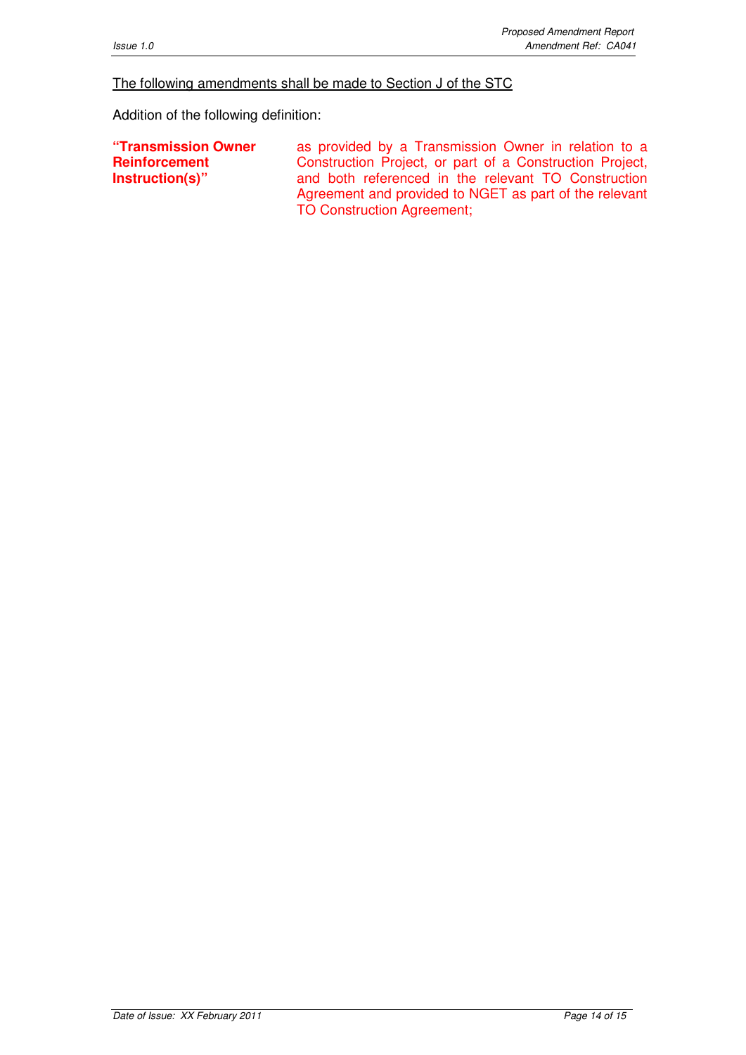<u>The following amendments shall be made to Section J of the STC</u>

Addition of the following definition:

| | |
|---|---|
| **"Transmission Owner Reinforcement Instruction(s)"** | as provided by a Transmission Owner in relation to a Construction Project, or part of a Construction Project, and both referenced in the relevant TO Construction Agreement and provided to NGET as part of the relevant TO Construction Agreement; |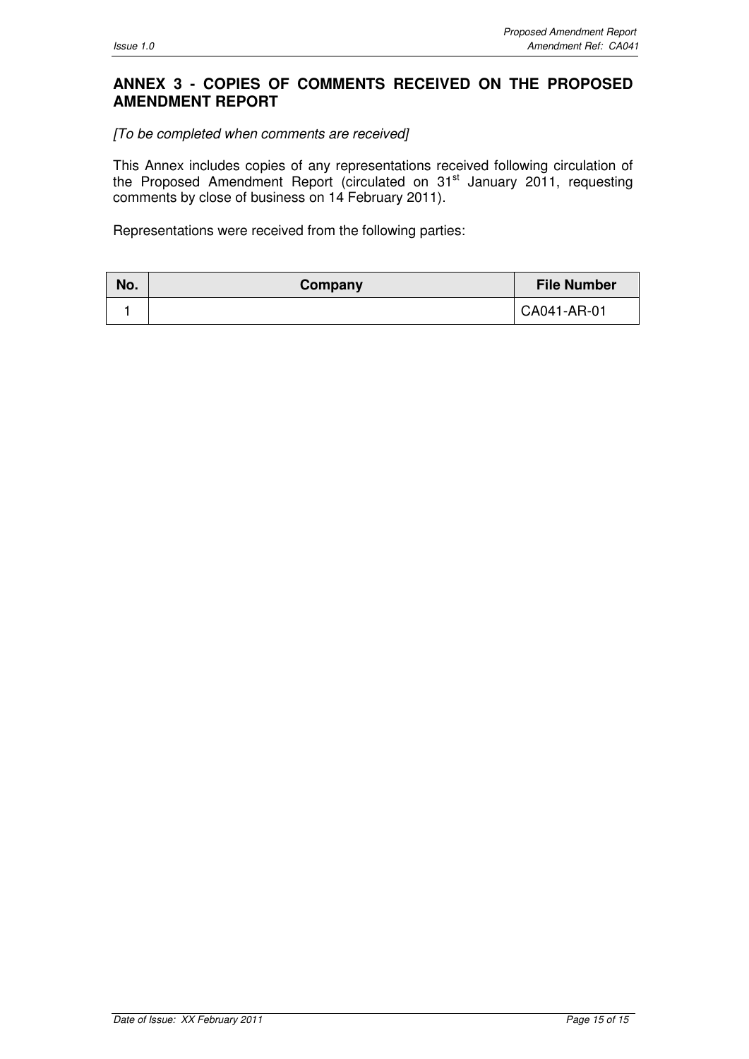## ANNEX 3 - COPIES OF COMMENTS RECEIVED ON THE PROPOSED AMENDMENT REPORT

*[To be completed when comments are received]*

This Annex includes copies of any representations received following circulation of the Proposed Amendment Report (circulated on 31st January 2011, requesting comments by close of business on 14 February 2011).

Representations were received from the following parties:

| No. | Company | File Number |
|---|---|---|
| 1 | | CA041-AR-01 |